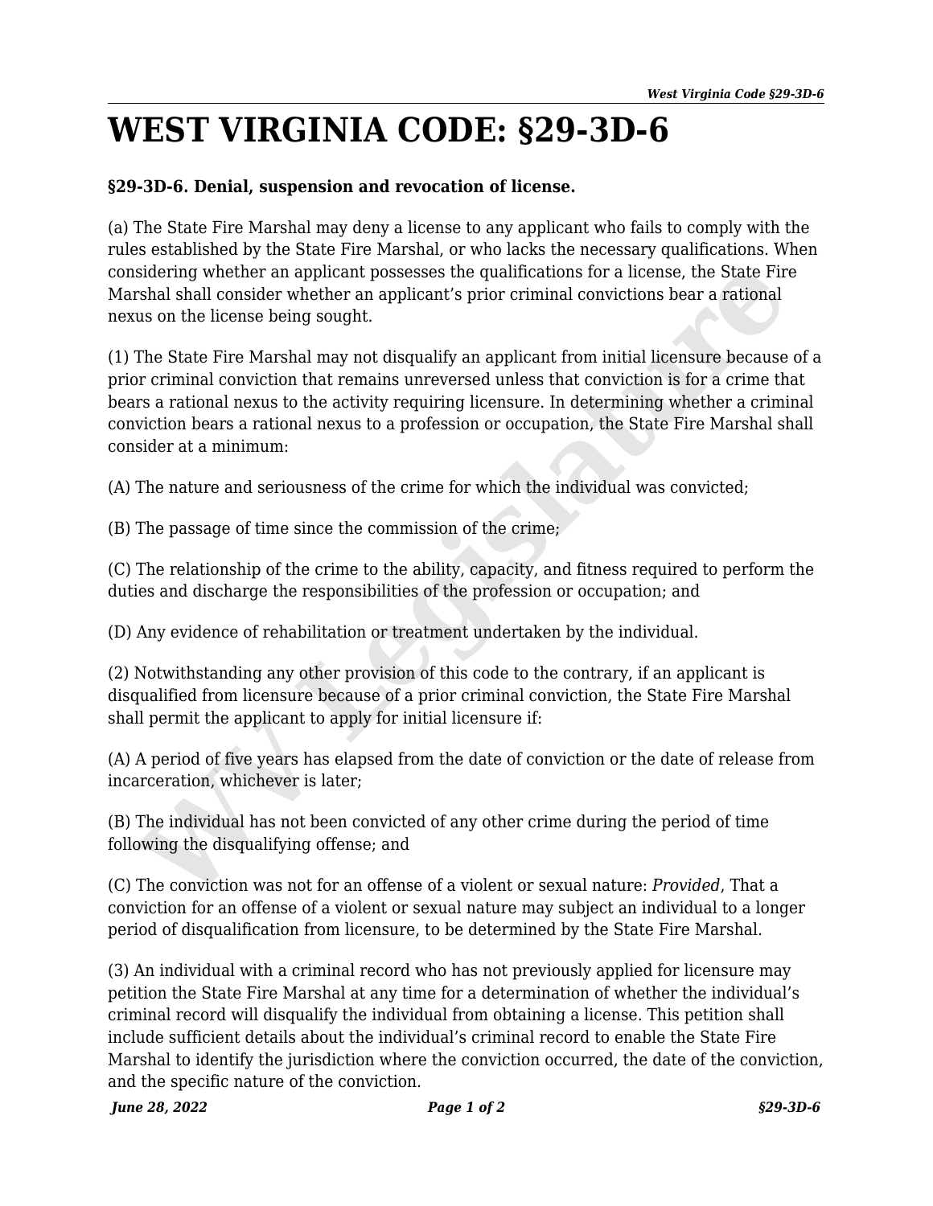# WEST VIRGINIA CODE: §29-3D-6

**§29-3D-6. Denial, suspension and revocation of license.**

(a) The State Fire Marshal may deny a license to any applicant who fails to comply with the rules established by the State Fire Marshal, or who lacks the necessary qualifications. When considering whether an applicant possesses the qualifications for a license, the State Fire Marshal shall consider whether an applicant's prior criminal convictions bear a rational nexus on the license being sought.

(1) The State Fire Marshal may not disqualify an applicant from initial licensure because of a prior criminal conviction that remains unreversed unless that conviction is for a crime that bears a rational nexus to the activity requiring licensure. In determining whether a criminal conviction bears a rational nexus to a profession or occupation, the State Fire Marshal shall consider at a minimum:

(A) The nature and seriousness of the crime for which the individual was convicted;

(B) The passage of time since the commission of the crime;

(C) The relationship of the crime to the ability, capacity, and fitness required to perform the duties and discharge the responsibilities of the profession or occupation; and

(D) Any evidence of rehabilitation or treatment undertaken by the individual.

(2) Notwithstanding any other provision of this code to the contrary, if an applicant is disqualified from licensure because of a prior criminal conviction, the State Fire Marshal shall permit the applicant to apply for initial licensure if:

(A) A period of five years has elapsed from the date of conviction or the date of release from incarceration, whichever is later;

(B) The individual has not been convicted of any other crime during the period of time following the disqualifying offense; and

(C) The conviction was not for an offense of a violent or sexual nature: *Provided*, That a conviction for an offense of a violent or sexual nature may subject an individual to a longer period of disqualification from licensure, to be determined by the State Fire Marshal.

(3) An individual with a criminal record who has not previously applied for licensure may petition the State Fire Marshal at any time for a determination of whether the individual's criminal record will disqualify the individual from obtaining a license. This petition shall include sufficient details about the individual's criminal record to enable the State Fire Marshal to identify the jurisdiction where the conviction occurred, the date of the conviction, and the specific nature of the conviction.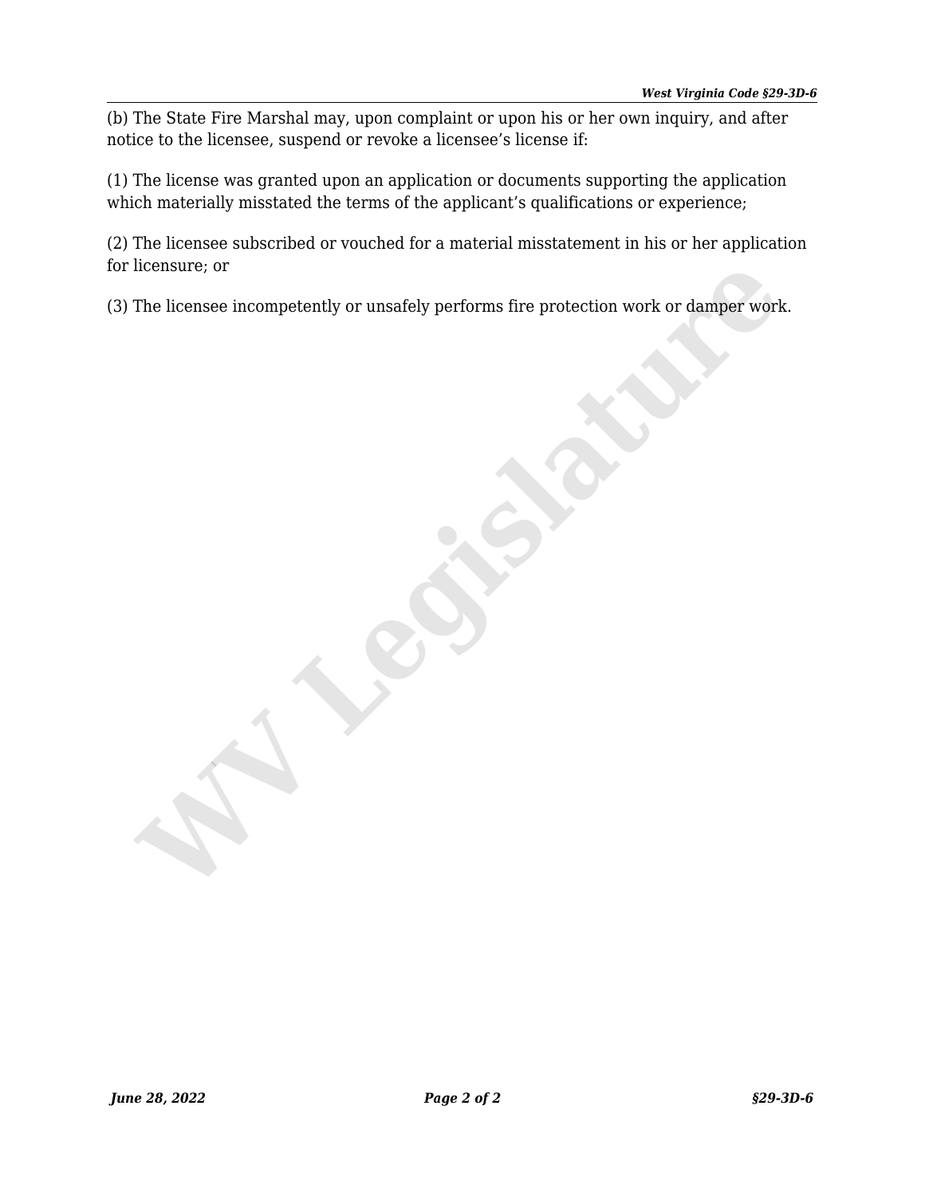(b) The State Fire Marshal may, upon complaint or upon his or her own inquiry, and after notice to the licensee, suspend or revoke a licensee's license if:

(1) The license was granted upon an application or documents supporting the application which materially misstated the terms of the applicant's qualifications or experience;

(2) The licensee subscribed or vouched for a material misstatement in his or her application for licensure; or

(3) The licensee incompetently or unsafely performs fire protection work or damper work.